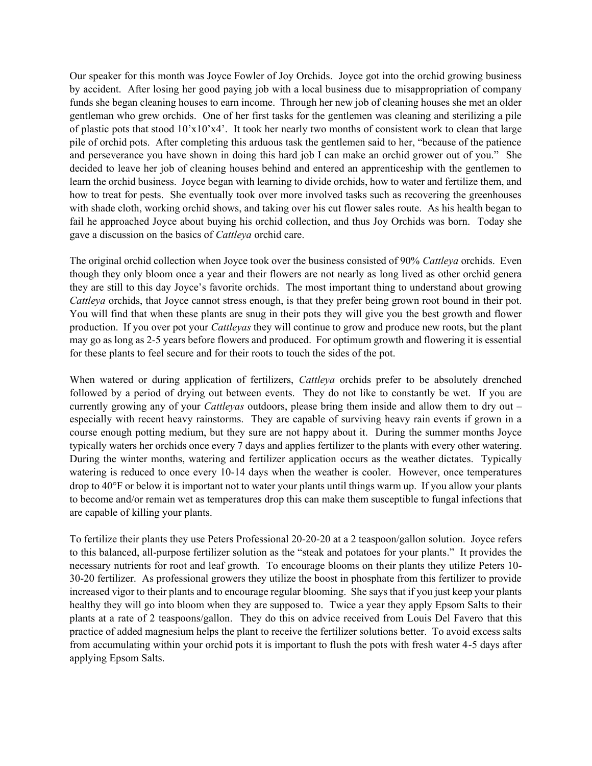Our speaker for this month was Joyce Fowler of Joy Orchids. Joyce got into the orchid growing business by accident. After losing her good paying job with a local business due to misappropriation of company funds she began cleaning houses to earn income. Through her new job of cleaning houses she met an older gentleman who grew orchids. One of her first tasks for the gentlemen was cleaning and sterilizing a pile of plastic pots that stood 10'x10'x4'. It took her nearly two months of consistent work to clean that large pile of orchid pots. After completing this arduous task the gentlemen said to her, "because of the patience and perseverance you have shown in doing this hard job I can make an orchid grower out of you." She decided to leave her job of cleaning houses behind and entered an apprenticeship with the gentlemen to learn the orchid business. Joyce began with learning to divide orchids, how to water and fertilize them, and how to treat for pests. She eventually took over more involved tasks such as recovering the greenhouses with shade cloth, working orchid shows, and taking over his cut flower sales route. As his health began to fail he approached Joyce about buying his orchid collection, and thus Joy Orchids was born. Today she gave a discussion on the basics of *Cattleya* orchid care.

The original orchid collection when Joyce took over the business consisted of 90% *Cattleya* orchids. Even though they only bloom once a year and their flowers are not nearly as long lived as other orchid genera they are still to this day Joyce's favorite orchids. The most important thing to understand about growing *Cattleya* orchids, that Joyce cannot stress enough, is that they prefer being grown root bound in their pot. You will find that when these plants are snug in their pots they will give you the best growth and flower production. If you over pot your *Cattleyas* they will continue to grow and produce new roots, but the plant may go as long as 2-5 years before flowers and produced. For optimum growth and flowering it is essential for these plants to feel secure and for their roots to touch the sides of the pot.

When watered or during application of fertilizers, *Cattleya* orchids prefer to be absolutely drenched followed by a period of drying out between events. They do not like to constantly be wet. If you are currently growing any of your *Cattleyas* outdoors, please bring them inside and allow them to dry out – especially with recent heavy rainstorms. They are capable of surviving heavy rain events if grown in a course enough potting medium, but they sure are not happy about it. During the summer months Joyce typically waters her orchids once every 7 days and applies fertilizer to the plants with every other watering. During the winter months, watering and fertilizer application occurs as the weather dictates. Typically watering is reduced to once every 10-14 days when the weather is cooler. However, once temperatures drop to 40°F or below it is important not to water your plants until things warm up. If you allow your plants to become and/or remain wet as temperatures drop this can make them susceptible to fungal infections that are capable of killing your plants.

To fertilize their plants they use Peters Professional 20-20-20 at a 2 teaspoon/gallon solution. Joyce refers to this balanced, all-purpose fertilizer solution as the "steak and potatoes for your plants." It provides the necessary nutrients for root and leaf growth. To encourage blooms on their plants they utilize Peters 10-30-20 fertilizer. As professional growers they utilize the boost in phosphate from this fertilizer to provide increased vigor to their plants and to encourage regular blooming. She says that if you just keep your plants healthy they will go into bloom when they are supposed to. Twice a year they apply Epsom Salts to their plants at a rate of 2 teaspoons/gallon. They do this on advice received from Louis Del Favero that this practice of added magnesium helps the plant to receive the fertilizer solutions better. To avoid excess salts from accumulating within your orchid pots it is important to flush the pots with fresh water 4-5 days after applying Epsom Salts.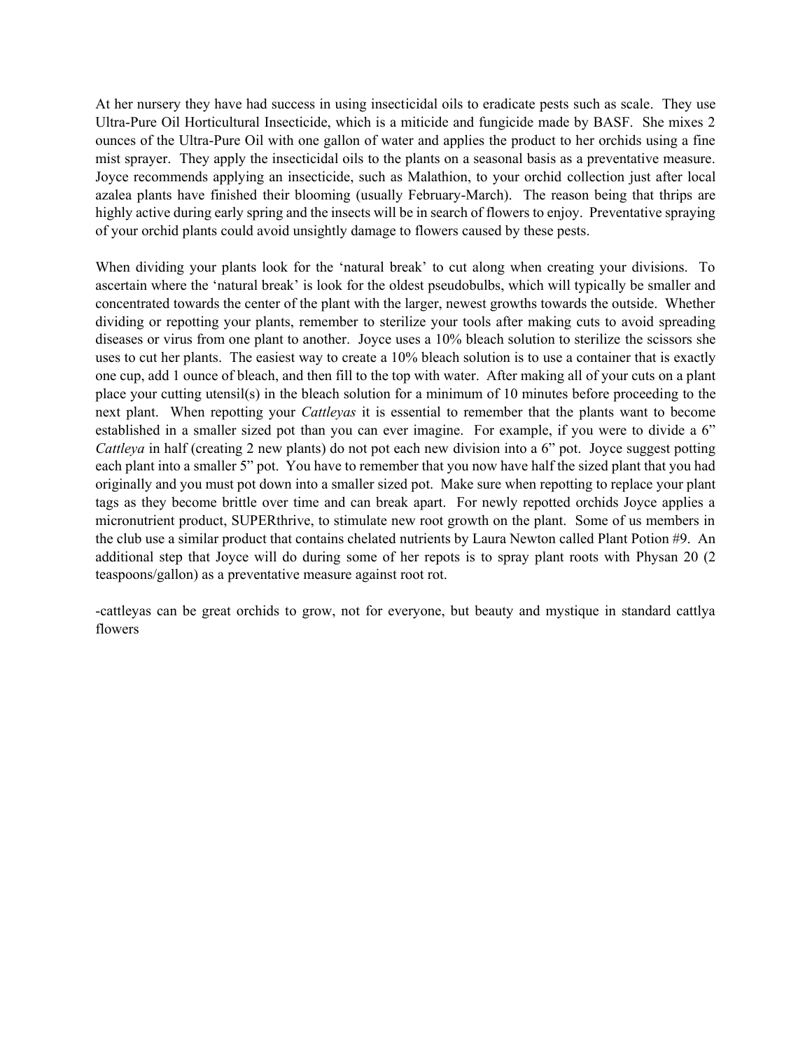At her nursery they have had success in using insecticidal oils to eradicate pests such as scale. They use Ultra-Pure Oil Horticultural Insecticide, which is a miticide and fungicide made by BASF. She mixes 2 ounces of the Ultra-Pure Oil with one gallon of water and applies the product to her orchids using a fine mist sprayer. They apply the insecticidal oils to the plants on a seasonal basis as a preventative measure. Joyce recommends applying an insecticide, such as Malathion, to your orchid collection just after local azalea plants have finished their blooming (usually February-March). The reason being that thrips are highly active during early spring and the insects will be in search of flowers to enjoy. Preventative spraying of your orchid plants could avoid unsightly damage to flowers caused by these pests.

When dividing your plants look for the 'natural break' to cut along when creating your divisions. To ascertain where the 'natural break' is look for the oldest pseudobulbs, which will typically be smaller and concentrated towards the center of the plant with the larger, newest growths towards the outside. Whether dividing or repotting your plants, remember to sterilize your tools after making cuts to avoid spreading diseases or virus from one plant to another. Joyce uses a 10% bleach solution to sterilize the scissors she uses to cut her plants. The easiest way to create a 10% bleach solution is to use a container that is exactly one cup, add 1 ounce of bleach, and then fill to the top with water. After making all of your cuts on a plant place your cutting utensil(s) in the bleach solution for a minimum of 10 minutes before proceeding to the next plant. When repotting your *Cattleyas* it is essential to remember that the plants want to become established in a smaller sized pot than you can ever imagine. For example, if you were to divide a 6" *Cattleya* in half (creating 2 new plants) do not pot each new division into a 6" pot. Joyce suggest potting each plant into a smaller 5" pot. You have to remember that you now have half the sized plant that you had originally and you must pot down into a smaller sized pot. Make sure when repotting to replace your plant tags as they become brittle over time and can break apart. For newly repotted orchids Joyce applies a micronutrient product, SUPERthrive, to stimulate new root growth on the plant. Some of us members in the club use a similar product that contains chelated nutrients by Laura Newton called Plant Potion #9. An additional step that Joyce will do during some of her repots is to spray plant roots with Physan 20 (2 teaspoons/gallon) as a preventative measure against root rot.

-cattleyas can be great orchids to grow, not for everyone, but beauty and mystique in standard cattlya flowers